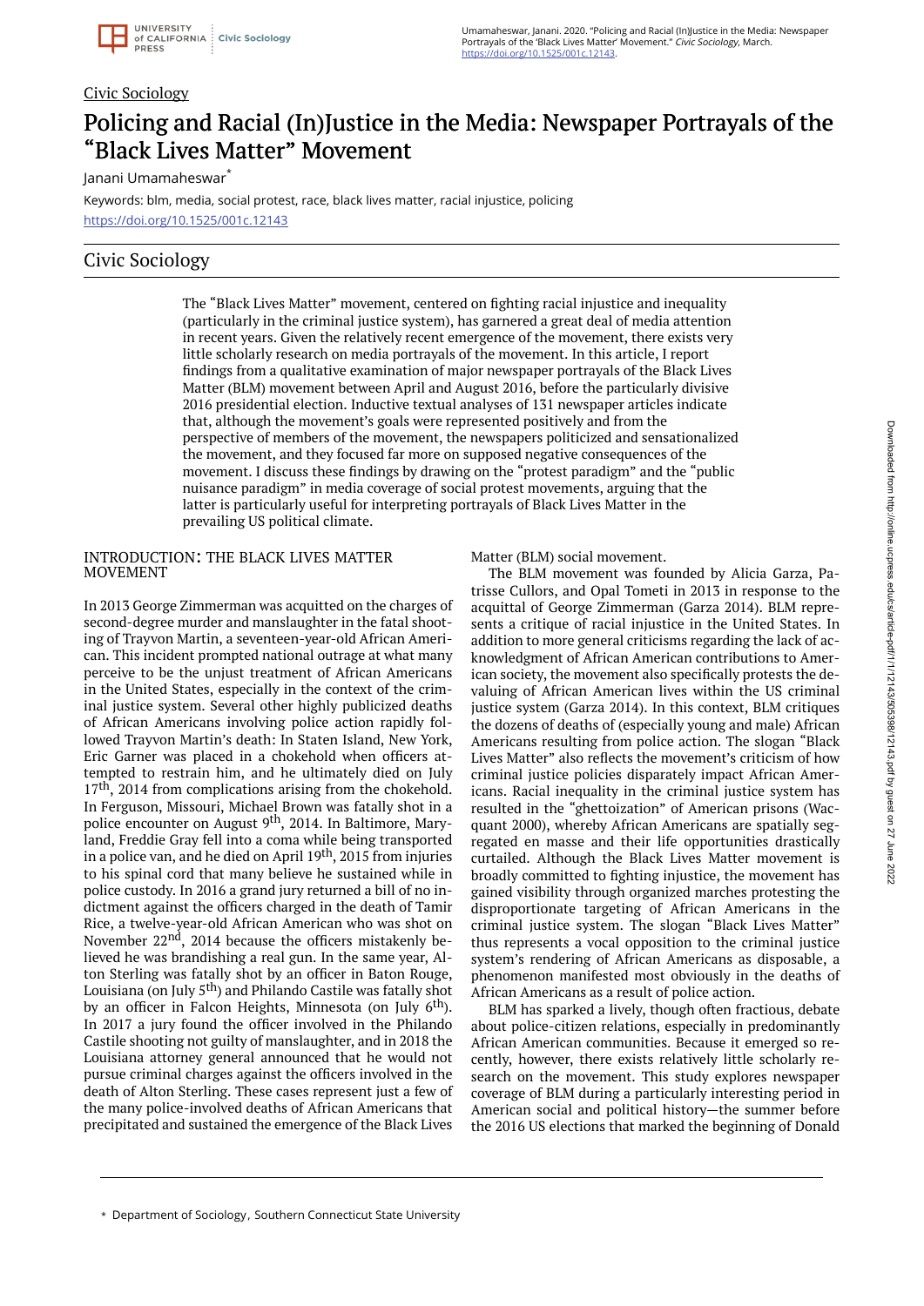Civic Sociology

# Policing and Racial (In)Justice in the Media: Newspaper Portrayals of the "Black Lives Matter" Movement

Janani Umamaheswar*

Keywords: blm, media, social protest, race, black lives matter, racial injustice, policing

https://doi.org/10.1525/001c.12143

## Civic Sociology

The "Black Lives Matter" movement, centered on fighting racial injustice and inequality (particularly in the criminal justice system), has garnered a great deal of media attention in recent years. Given the relatively recent emergence of the movement, there exists very little scholarly research on media portrayals of the movement. In this article, I report findings from a qualitative examination of major newspaper portrayals of the Black Lives Matter (BLM) movement between April and August 2016, before the particularly divisive 2016 presidential election. Inductive textual analyses of 131 newspaper articles indicate that, although the movement's goals were represented positively and from the perspective of members of the movement, the newspapers politicized and sensationalized the movement, and they focused far more on supposed negative consequences of the movement. I discuss these findings by drawing on the "protest paradigm" and the "public nuisance paradigm" in media coverage of social protest movements, arguing that the latter is particularly useful for interpreting portrayals of Black Lives Matter in the prevailing US political climate.

## INTRODUCTION: THE BLACK LIVES MATTER MOVEMENT

In 2013 George Zimmerman was acquitted on the charges of second-degree murder and manslaughter in the fatal shooting of Trayvon Martin, a seventeen-year-old African American. This incident prompted national outrage at what many perceive to be the unjust treatment of African Americans in the United States, especially in the context of the criminal justice system. Several other highly publicized deaths of African Americans involving police action rapidly followed Trayvon Martin's death: In Staten Island, New York, Eric Garner was placed in a chokehold when officers attempted to restrain him, and he ultimately died on July 17th, 2014 from complications arising from the chokehold. In Ferguson, Missouri, Michael Brown was fatally shot in a police encounter on August 9th, 2014. In Baltimore, Maryland, Freddie Gray fell into a coma while being transported in a police van, and he died on April 19th, 2015 from injuries to his spinal cord that many believe he sustained while in police custody. In 2016 a grand jury returned a bill of no indictment against the officers charged in the death of Tamir Rice, a twelve-year-old African American who was shot on November 22nd, 2014 because the officers mistakenly believed he was brandishing a real gun. In the same year, Alton Sterling was fatally shot by an officer in Baton Rouge, Louisiana (on July 5th) and Philando Castile was fatally shot by an officer in Falcon Heights, Minnesota (on July 6th). In 2017 a jury found the officer involved in the Philando Castile shooting not guilty of manslaughter, and in 2018 the Louisiana attorney general announced that he would not pursue criminal charges against the officers involved in the death of Alton Sterling. These cases represent just a few of the many police-involved deaths of African Americans that precipitated and sustained the emergence of the Black Lives Matter (BLM) social movement.

The BLM movement was founded by Alicia Garza, Patrisse Cullors, and Opal Tometi in 2013 in response to the acquittal of George Zimmerman (Garza 2014). BLM represents a critique of racial injustice in the United States. In addition to more general criticisms regarding the lack of acknowledgment of African American contributions to American society, the movement also specifically protests the devaluing of African American lives within the US criminal justice system (Garza 2014). In this context, BLM critiques the dozens of deaths of (especially young and male) African Americans resulting from police action. The slogan "Black Lives Matter" also reflects the movement's criticism of how criminal justice policies disparately impact African Americans. Racial inequality in the criminal justice system has resulted in the "ghettoization" of American prisons (Wacquant 2000), whereby African Americans are spatially segregated en masse and their life opportunities drastically curtailed. Although the Black Lives Matter movement is broadly committed to fighting injustice, the movement has gained visibility through organized marches protesting the disproportionate targeting of African Americans in the criminal justice system. The slogan "Black Lives Matter" thus represents a vocal opposition to the criminal justice system's rendering of African Americans as disposable, a phenomenon manifested most obviously in the deaths of African Americans as a result of police action.

BLM has sparked a lively, though often fractious, debate about police-citizen relations, especially in predominantly African American communities. Because it emerged so recently, however, there exists relatively little scholarly research on the movement. This study explores newspaper coverage of BLM during a particularly interesting period in American social and political history—the summer before the 2016 US elections that marked the beginning of Donald

* Department of Sociology, Southern Connecticut State University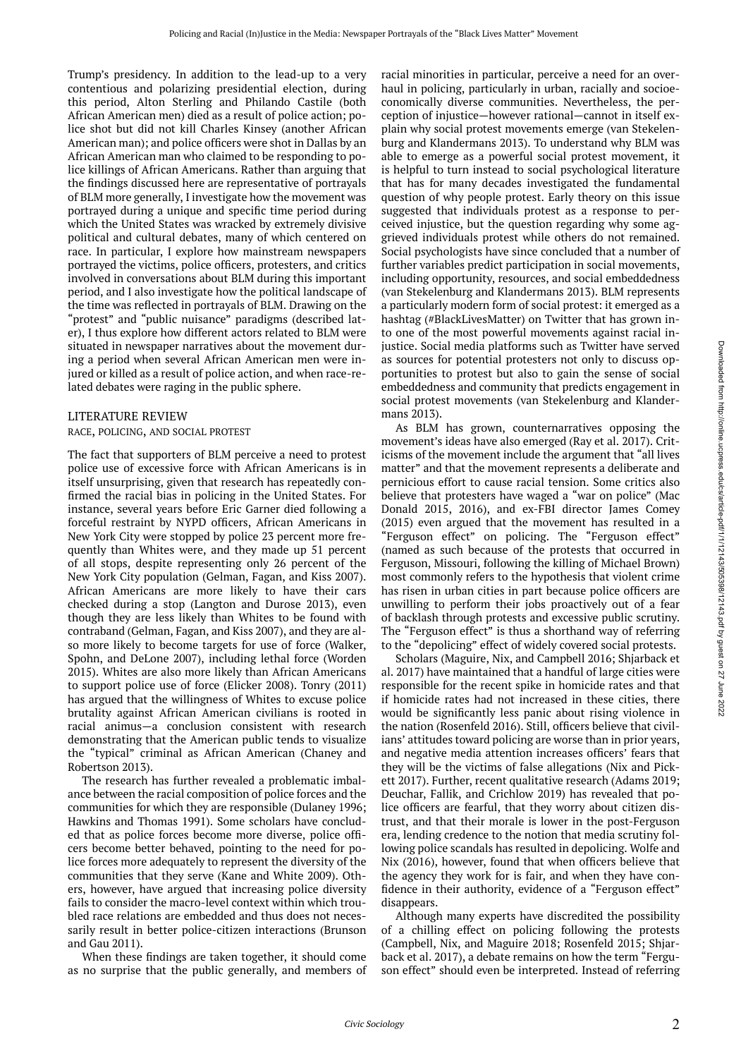Trump's presidency. In addition to the lead-up to a very contentious and polarizing presidential election, during this period, Alton Sterling and Philando Castile (both African American men) died as a result of police action; police shot but did not kill Charles Kinsey (another African American man); and police officers were shot in Dallas by an African American man who claimed to be responding to police killings of African Americans. Rather than arguing that the findings discussed here are representative of portrayals of BLM more generally, I investigate how the movement was portrayed during a unique and specific time period during which the United States was wracked by extremely divisive political and cultural debates, many of which centered on race. In particular, I explore how mainstream newspapers portrayed the victims, police officers, protesters, and critics involved in conversations about BLM during this important period, and I also investigate how the political landscape of the time was reflected in portrayals of BLM. Drawing on the "protest" and "public nuisance" paradigms (described later), I thus explore how different actors related to BLM were situated in newspaper narratives about the movement during a period when several African American men were injured or killed as a result of police action, and when race-related debates were raging in the public sphere.

## LITERATURE REVIEW

### RACE, POLICING, AND SOCIAL PROTEST

The fact that supporters of BLM perceive a need to protest police use of excessive force with African Americans is in itself unsurprising, given that research has repeatedly confirmed the racial bias in policing in the United States. For instance, several years before Eric Garner died following a forceful restraint by NYPD officers, African Americans in New York City were stopped by police 23 percent more frequently than Whites were, and they made up 51 percent of all stops, despite representing only 26 percent of the New York City population (Gelman, Fagan, and Kiss 2007). African Americans are more likely to have their cars checked during a stop (Langton and Durose 2013), even though they are less likely than Whites to be found with contraband (Gelman, Fagan, and Kiss 2007), and they are also more likely to become targets for use of force (Walker, Spohn, and DeLone 2007), including lethal force (Worden 2015). Whites are also more likely than African Americans to support police use of force (Elicker 2008). Tonry (2011) has argued that the willingness of Whites to excuse police brutality against African American civilians is rooted in racial animus—a conclusion consistent with research demonstrating that the American public tends to visualize the "typical" criminal as African American (Chaney and Robertson 2013).

The research has further revealed a problematic imbalance between the racial composition of police forces and the communities for which they are responsible (Dulaney 1996; Hawkins and Thomas 1991). Some scholars have concluded that as police forces become more diverse, police officers become better behaved, pointing to the need for police forces more adequately to represent the diversity of the communities that they serve (Kane and White 2009). Others, however, have argued that increasing police diversity fails to consider the macro-level context within which troubled race relations are embedded and thus does not necessarily result in better police-citizen interactions (Brunson and Gau 2011).

When these findings are taken together, it should come as no surprise that the public generally, and members of racial minorities in particular, perceive a need for an overhaul in policing, particularly in urban, racially and socioeconomically diverse communities. Nevertheless, the perception of injustice—however rational—cannot in itself explain why social protest movements emerge (van Stekelenburg and Klandermans 2013). To understand why BLM was able to emerge as a powerful social protest movement, it is helpful to turn instead to social psychological literature that has for many decades investigated the fundamental question of why people protest. Early theory on this issue suggested that individuals protest as a response to perceived injustice, but the question regarding why some aggrieved individuals protest while others do not remained. Social psychologists have since concluded that a number of further variables predict participation in social movements, including opportunity, resources, and social embeddedness (van Stekelenburg and Klandermans 2013). BLM represents a particularly modern form of social protest: it emerged as a hashtag (#BlackLivesMatter) on Twitter that has grown into one of the most powerful movements against racial injustice. Social media platforms such as Twitter have served as sources for potential protesters not only to discuss opportunities to protest but also to gain the sense of social embeddedness and community that predicts engagement in social protest movements (van Stekelenburg and Klandermans 2013).

As BLM has grown, counternarratives opposing the movement's ideas have also emerged (Ray et al. 2017). Criticisms of the movement include the argument that "all lives matter" and that the movement represents a deliberate and pernicious effort to cause racial tension. Some critics also believe that protesters have waged a "war on police" (Mac Donald 2015, 2016), and ex-FBI director James Comey (2015) even argued that the movement has resulted in a "Ferguson effect" on policing. The "Ferguson effect" (named as such because of the protests that occurred in Ferguson, Missouri, following the killing of Michael Brown) most commonly refers to the hypothesis that violent crime has risen in urban cities in part because police officers are unwilling to perform their jobs proactively out of a fear of backlash through protests and excessive public scrutiny. The "Ferguson effect" is thus a shorthand way of referring to the "depolicing" effect of widely covered social protests.

Scholars (Maguire, Nix, and Campbell 2016; Shjarback et al. 2017) have maintained that a handful of large cities were responsible for the recent spike in homicide rates and that if homicide rates had not increased in these cities, there would be significantly less panic about rising violence in the nation (Rosenfeld 2016). Still, officers believe that civilians' attitudes toward policing are worse than in prior years, and negative media attention increases officers' fears that they will be the victims of false allegations (Nix and Pickett 2017). Further, recent qualitative research (Adams 2019; Deuchar, Fallik, and Crichlow 2019) has revealed that police officers are fearful, that they worry about citizen distrust, and that their morale is lower in the post-Ferguson era, lending credence to the notion that media scrutiny following police scandals has resulted in depolicing. Wolfe and Nix (2016), however, found that when officers believe that the agency they work for is fair, and when they have confidence in their authority, evidence of a "Ferguson effect" disappears.

Although many experts have discredited the possibility of a chilling effect on policing following the protests (Campbell, Nix, and Maguire 2018; Rosenfeld 2015; Shjarback et al. 2017), a debate remains on how the term "Ferguson effect" should even be interpreted. Instead of referring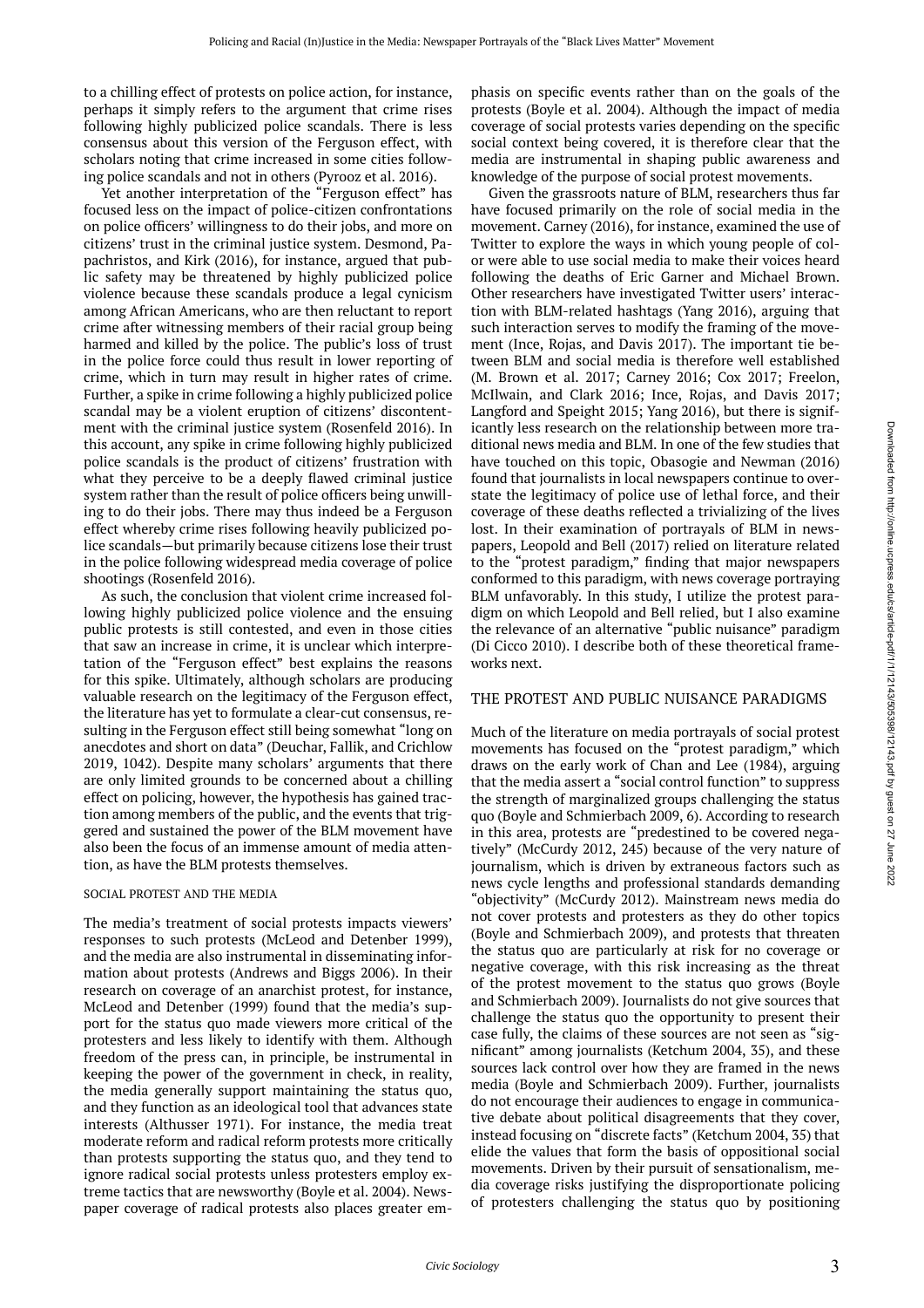to a chilling effect of protests on police action, for instance, perhaps it simply refers to the argument that crime rises following highly publicized police scandals. There is less consensus about this version of the Ferguson effect, with scholars noting that crime increased in some cities following police scandals and not in others (Pyrooz et al. 2016).

Yet another interpretation of the "Ferguson effect" has focused less on the impact of police-citizen confrontations on police officers' willingness to do their jobs, and more on citizens' trust in the criminal justice system. Desmond, Papachristos, and Kirk (2016), for instance, argued that public safety may be threatened by highly publicized police violence because these scandals produce a legal cynicism among African Americans, who are then reluctant to report crime after witnessing members of their racial group being harmed and killed by the police. The public's loss of trust in the police force could thus result in lower reporting of crime, which in turn may result in higher rates of crime. Further, a spike in crime following a highly publicized police scandal may be a violent eruption of citizens' discontentment with the criminal justice system (Rosenfeld 2016). In this account, any spike in crime following highly publicized police scandals is the product of citizens' frustration with what they perceive to be a deeply flawed criminal justice system rather than the result of police officers being unwilling to do their jobs. There may thus indeed be a Ferguson effect whereby crime rises following heavily publicized police scandals—but primarily because citizens lose their trust in the police following widespread media coverage of police shootings (Rosenfeld 2016).

As such, the conclusion that violent crime increased following highly publicized police violence and the ensuing public protests is still contested, and even in those cities that saw an increase in crime, it is unclear which interpretation of the "Ferguson effect" best explains the reasons for this spike. Ultimately, although scholars are producing valuable research on the legitimacy of the Ferguson effect, the literature has yet to formulate a clear-cut consensus, resulting in the Ferguson effect still being somewhat "long on anecdotes and short on data" (Deuchar, Fallik, and Crichlow 2019, 1042). Despite many scholars' arguments that there are only limited grounds to be concerned about a chilling effect on policing, however, the hypothesis has gained traction among members of the public, and the events that triggered and sustained the power of the BLM movement have also been the focus of an immense amount of media attention, as have the BLM protests themselves.

### SOCIAL PROTEST AND THE MEDIA

The media's treatment of social protests impacts viewers' responses to such protests (McLeod and Detenber 1999), and the media are also instrumental in disseminating information about protests (Andrews and Biggs 2006). In their research on coverage of an anarchist protest, for instance, McLeod and Detenber (1999) found that the media's support for the status quo made viewers more critical of the protesters and less likely to identify with them. Although freedom of the press can, in principle, be instrumental in keeping the power of the government in check, in reality, the media generally support maintaining the status quo, and they function as an ideological tool that advances state interests (Althusser 1971). For instance, the media treat moderate reform and radical reform protests more critically than protests supporting the status quo, and they tend to ignore radical social protests unless protesters employ extreme tactics that are newsworthy (Boyle et al. 2004). Newspaper coverage of radical protests also places greater emphasis on specific events rather than on the goals of the protests (Boyle et al. 2004). Although the impact of media coverage of social protests varies depending on the specific social context being covered, it is therefore clear that the media are instrumental in shaping public awareness and knowledge of the purpose of social protest movements.

Given the grassroots nature of BLM, researchers thus far have focused primarily on the role of social media in the movement. Carney (2016), for instance, examined the use of Twitter to explore the ways in which young people of color were able to use social media to make their voices heard following the deaths of Eric Garner and Michael Brown. Other researchers have investigated Twitter users' interaction with BLM-related hashtags (Yang 2016), arguing that such interaction serves to modify the framing of the movement (Ince, Rojas, and Davis 2017). The important tie between BLM and social media is therefore well established (M. Brown et al. 2017; Carney 2016; Cox 2017; Freelon, McIlwain, and Clark 2016; Ince, Rojas, and Davis 2017; Langford and Speight 2015; Yang 2016), but there is significantly less research on the relationship between more traditional news media and BLM. In one of the few studies that have touched on this topic, Obasogie and Newman (2016) found that journalists in local newspapers continue to overstate the legitimacy of police use of lethal force, and their coverage of these deaths reflected a trivializing of the lives lost. In their examination of portrayals of BLM in newspapers, Leopold and Bell (2017) relied on literature related to the "protest paradigm," finding that major newspapers conformed to this paradigm, with news coverage portraying BLM unfavorably. In this study, I utilize the protest paradigm on which Leopold and Bell relied, but I also examine the relevance of an alternative "public nuisance" paradigm (Di Cicco 2010). I describe both of these theoretical frameworks next.

## THE PROTEST AND PUBLIC NUISANCE PARADIGMS

Much of the literature on media portrayals of social protest movements has focused on the "protest paradigm," which draws on the early work of Chan and Lee (1984), arguing that the media assert a "social control function" to suppress the strength of marginalized groups challenging the status quo (Boyle and Schmierbach 2009, 6). According to research in this area, protests are "predestined to be covered negatively" (McCurdy 2012, 245) because of the very nature of journalism, which is driven by extraneous factors such as news cycle lengths and professional standards demanding "objectivity" (McCurdy 2012). Mainstream news media do not cover protests and protesters as they do other topics (Boyle and Schmierbach 2009), and protests that threaten the status quo are particularly at risk for no coverage or negative coverage, with this risk increasing as the threat of the protest movement to the status quo grows (Boyle and Schmierbach 2009). Journalists do not give sources that challenge the status quo the opportunity to present their case fully, the claims of these sources are not seen as "significant" among journalists (Ketchum 2004, 35), and these sources lack control over how they are framed in the news media (Boyle and Schmierbach 2009). Further, journalists do not encourage their audiences to engage in communicative debate about political disagreements that they cover, instead focusing on "discrete facts" (Ketchum 2004, 35) that elide the values that form the basis of oppositional social movements. Driven by their pursuit of sensationalism, media coverage risks justifying the disproportionate policing of protesters challenging the status quo by positioning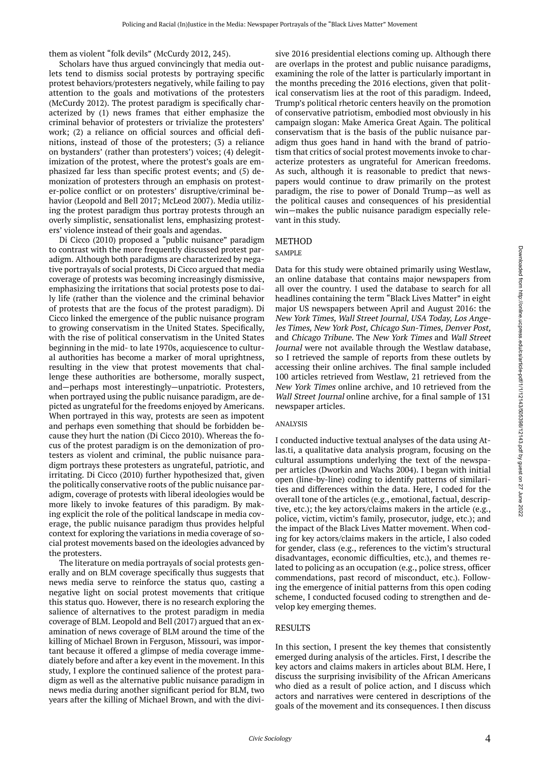them as violent "folk devils" (McCurdy 2012, 245).

Scholars have thus argued convincingly that media outlets tend to dismiss social protests by portraying specific protest behaviors/protesters negatively, while failing to pay attention to the goals and motivations of the protesters (McCurdy 2012). The protest paradigm is specifically characterized by (1) news frames that either emphasize the criminal behavior of protesters or trivialize the protesters' work; (2) a reliance on official sources and official definitions, instead of those of the protesters; (3) a reliance on bystanders' (rather than protesters') voices; (4) delegitimization of the protest, where the protest's goals are emphasized far less than specific protest events; and (5) demonization of protesters through an emphasis on protester-police conflict or on protesters' disruptive/criminal behavior (Leopold and Bell 2017; McLeod 2007). Media utilizing the protest paradigm thus portray protests through an overly simplistic, sensationalist lens, emphasizing protesters' violence instead of their goals and agendas.

Di Cicco (2010) proposed a "public nuisance" paradigm to contrast with the more frequently discussed protest paradigm. Although both paradigms are characterized by negative portrayals of social protests, Di Cicco argued that media coverage of protests was becoming increasingly dismissive, emphasizing the irritations that social protests pose to daily life (rather than the violence and the criminal behavior of protests that are the focus of the protest paradigm). Di Cicco linked the emergence of the public nuisance program to growing conservatism in the United States. Specifically, with the rise of political conservatism in the United States beginning in the mid- to late 1970s, acquiescence to cultural authorities has become a marker of moral uprightness, resulting in the view that protest movements that challenge these authorities are bothersome, morally suspect, and—perhaps most interestingly—unpatriotic. Protesters, when portrayed using the public nuisance paradigm, are depicted as ungrateful for the freedoms enjoyed by Americans. When portrayed in this way, protests are seen as impotent and perhaps even something that should be forbidden because they hurt the nation (Di Cicco 2010). Whereas the focus of the protest paradigm is on the demonization of protesters as violent and criminal, the public nuisance paradigm portrays these protesters as ungrateful, patriotic, and irritating. Di Cicco (2010) further hypothesized that, given the politically conservative roots of the public nuisance paradigm, coverage of protests with liberal ideologies would be more likely to invoke features of this paradigm. By making explicit the role of the political landscape in media coverage, the public nuisance paradigm thus provides helpful context for exploring the variations in media coverage of social protest movements based on the ideologies advanced by the protesters.

The literature on media portrayals of social protests generally and on BLM coverage specifically thus suggests that news media serve to reinforce the status quo, casting a negative light on social protest movements that critique this status quo. However, there is no research exploring the salience of alternatives to the protest paradigm in media coverage of BLM. Leopold and Bell (2017) argued that an examination of news coverage of BLM around the time of the killing of Michael Brown in Ferguson, Missouri, was important because it offered a glimpse of media coverage immediately before and after a key event in the movement. In this study, I explore the continued salience of the protest paradigm as well as the alternative public nuisance paradigm in news media during another significant period for BLM, two years after the killing of Michael Brown, and with the divisive 2016 presidential elections coming up. Although there are overlaps in the protest and public nuisance paradigms, examining the role of the latter is particularly important in the months preceding the 2016 elections, given that political conservatism lies at the root of this paradigm. Indeed, Trump's political rhetoric centers heavily on the promotion of conservative patriotism, embodied most obviously in his campaign slogan: Make America Great Again. The political conservatism that is the basis of the public nuisance paradigm thus goes hand in hand with the brand of patriotism that critics of social protest movements invoke to characterize protesters as ungrateful for American freedoms. As such, although it is reasonable to predict that newspapers would continue to draw primarily on the protest paradigm, the rise to power of Donald Trump—as well as the political causes and consequences of his presidential win—makes the public nuisance paradigm especially relevant in this study.

## METHOD

### SAMPLE

Data for this study were obtained primarily using Westlaw, an online database that contains major newspapers from all over the country. I used the database to search for all headlines containing the term "Black Lives Matter" in eight major US newspapers between April and August 2016: the *New York Times, Wall Street Journal, USA Today, Los Angeles Times, New York Post, Chicago Sun-Times, Denver Post,* and *Chicago Tribune*. The *New York Times* and *Wall Street Journal* were not available through the Westlaw database, so I retrieved the sample of reports from these outlets by accessing their online archives. The final sample included 100 articles retrieved from Westlaw, 21 retrieved from the *New York Times* online archive, and 10 retrieved from the *Wall Street Journal* online archive, for a final sample of 131 newspaper articles.

### ANALYSIS

I conducted inductive textual analyses of the data using Atlas.ti, a qualitative data analysis program, focusing on the cultural assumptions underlying the text of the newspaper articles (Dworkin and Wachs 2004). I began with initial open (line-by-line) coding to identify patterns of similarities and differences within the data. Here, I coded for the overall tone of the articles (e.g., emotional, factual, descriptive, etc.); the key actors/claims makers in the article (e.g., police, victim, victim's family, prosecutor, judge, etc.); and the impact of the Black Lives Matter movement. When coding for key actors/claims makers in the article, I also coded for gender, class (e.g., references to the victim's structural disadvantages, economic difficulties, etc.), and themes related to policing as an occupation (e.g., police stress, officer commendations, past record of misconduct, etc.). Following the emergence of initial patterns from this open coding scheme, I conducted focused coding to strengthen and develop key emerging themes.

## RESULTS

In this section, I present the key themes that consistently emerged during analysis of the articles. First, I describe the key actors and claims makers in articles about BLM. Here, I discuss the surprising invisibility of the African Americans who died as a result of police action, and I discuss which actors and narratives were centered in descriptions of the goals of the movement and its consequences. I then discuss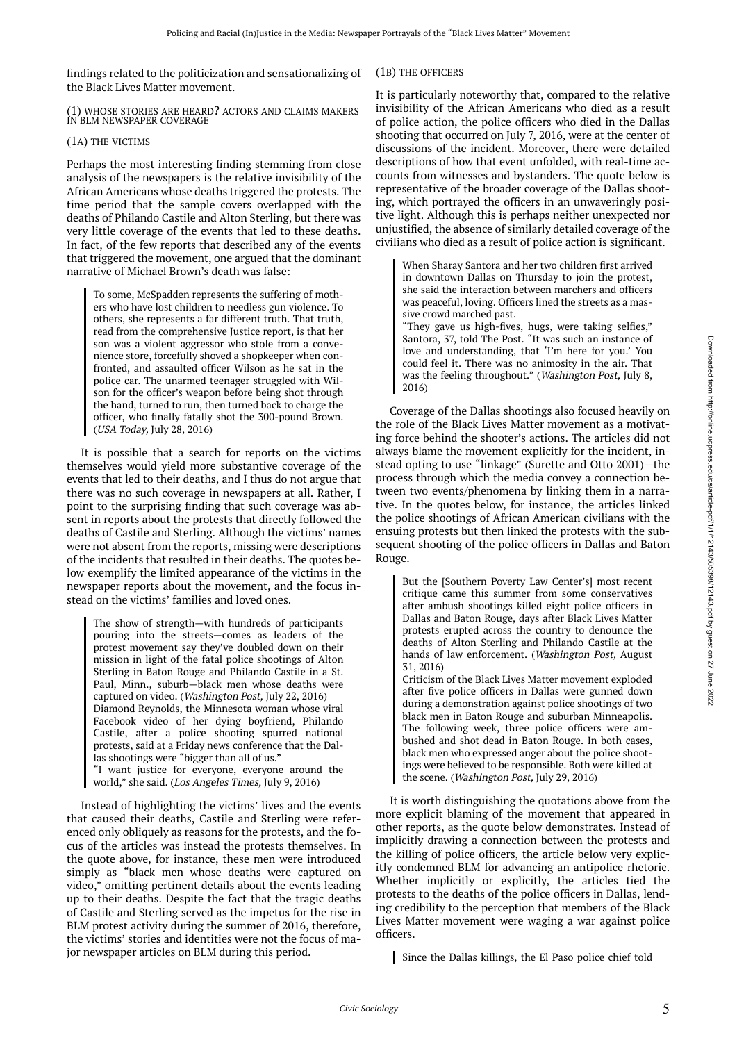findings related to the politicization and sensationalizing of the Black Lives Matter movement.

### (1) WHOSE STORIES ARE HEARD? ACTORS AND CLAIMS MAKERS IN BLM NEWSPAPER COVERAGE

#### (1A) THE VICTIMS

Perhaps the most interesting finding stemming from close analysis of the newspapers is the relative invisibility of the African Americans whose deaths triggered the protests. The time period that the sample covers overlapped with the deaths of Philando Castile and Alton Sterling, but there was very little coverage of the events that led to these deaths. In fact, of the few reports that described any of the events that triggered the movement, one argued that the dominant narrative of Michael Brown's death was false:

> To some, McSpadden represents the suffering of mothers who have lost children to needless gun violence. To others, she represents a far different truth. That truth, read from the comprehensive Justice report, is that her son was a violent aggressor who stole from a convenience store, forcefully shoved a shopkeeper when confronted, and assaulted officer Wilson as he sat in the police car. The unarmed teenager struggled with Wilson for the officer's weapon before being shot through the hand, turned to run, then turned back to charge the officer, who finally fatally shot the 300-pound Brown. (*USA Today,* July 28, 2016)

It is possible that a search for reports on the victims themselves would yield more substantive coverage of the events that led to their deaths, and I thus do not argue that there was no such coverage in newspapers at all. Rather, I point to the surprising finding that such coverage was absent in reports about the protests that directly followed the deaths of Castile and Sterling. Although the victims' names were not absent from the reports, missing were descriptions of the incidents that resulted in their deaths. The quotes below exemplify the limited appearance of the victims in the newspaper reports about the movement, and the focus instead on the victims' families and loved ones.

> The show of strength—with hundreds of participants pouring into the streets—comes as leaders of the protest movement say they've doubled down on their mission in light of the fatal police shootings of Alton Sterling in Baton Rouge and Philando Castile in a St. Paul, Minn., suburb—black men whose deaths were captured on video. (*Washington Post,* July 22, 2016)
>
> Diamond Reynolds, the Minnesota woman whose viral Facebook video of her dying boyfriend, Philando Castile, after a police shooting spurred national protests, said at a Friday news conference that the Dallas shootings were "bigger than all of us."
>
> "I want justice for everyone, everyone around the world," she said. (*Los Angeles Times,* July 9, 2016)

Instead of highlighting the victims' lives and the events that caused their deaths, Castile and Sterling were referenced only obliquely as reasons for the protests, and the focus of the articles was instead the protests themselves. In the quote above, for instance, these men were introduced simply as "black men whose deaths were captured on video," omitting pertinent details about the events leading up to their deaths. Despite the fact that the tragic deaths of Castile and Sterling served as the impetus for the rise in BLM protest activity during the summer of 2016, therefore, the victims' stories and identities were not the focus of major newspaper articles on BLM during this period.

#### (1B) THE OFFICERS

It is particularly noteworthy that, compared to the relative invisibility of the African Americans who died as a result of police action, the police officers who died in the Dallas shooting that occurred on July 7, 2016, were at the center of discussions of the incident. Moreover, there were detailed descriptions of how that event unfolded, with real-time accounts from witnesses and bystanders. The quote below is representative of the broader coverage of the Dallas shooting, which portrayed the officers in an unwaveringly positive light. Although this is perhaps neither unexpected nor unjustified, the absence of similarly detailed coverage of the civilians who died as a result of police action is significant.

> When Sharay Santora and her two children first arrived in downtown Dallas on Thursday to join the protest, she said the interaction between marchers and officers was peaceful, loving. Officers lined the streets as a massive crowd marched past.
>
> "They gave us high-fives, hugs, were taking selfies," Santora, 37, told The Post. "It was such an instance of love and understanding, that 'I'm here for you.' You could feel it. There was no animosity in the air. That was the feeling throughout." (*Washington Post,* July 8, 2016)

Coverage of the Dallas shootings also focused heavily on the role of the Black Lives Matter movement as a motivating force behind the shooter's actions. The articles did not always blame the movement explicitly for the incident, instead opting to use "linkage" (Surette and Otto 2001)—the process through which the media convey a connection between two events/phenomena by linking them in a narrative. In the quotes below, for instance, the articles linked the police shootings of African American civilians with the ensuing protests but then linked the protests with the subsequent shooting of the police officers in Dallas and Baton Rouge.

> But the [Southern Poverty Law Center's] most recent critique came this summer from some conservatives after ambush shootings killed eight police officers in Dallas and Baton Rouge, days after Black Lives Matter protests erupted across the country to denounce the deaths of Alton Sterling and Philando Castile at the hands of law enforcement. (*Washington Post,* August 31, 2016)
>
> Criticism of the Black Lives Matter movement exploded after five police officers in Dallas were gunned down during a demonstration against police shootings of two black men in Baton Rouge and suburban Minneapolis. The following week, three police officers were ambushed and shot dead in Baton Rouge. In both cases, black men who expressed anger about the police shootings were believed to be responsible. Both were killed at the scene. (*Washington Post,* July 29, 2016)

It is worth distinguishing the quotations above from the more explicit blaming of the movement that appeared in other reports, as the quote below demonstrates. Instead of implicitly drawing a connection between the protests and the killing of police officers, the article below very explicitly condemned BLM for advancing an antipolice rhetoric. Whether implicitly or explicitly, the articles tied the protests to the deaths of the police officers in Dallas, lending credibility to the perception that members of the Black Lives Matter movement were waging a war against police officers.

> Since the Dallas killings, the El Paso police chief told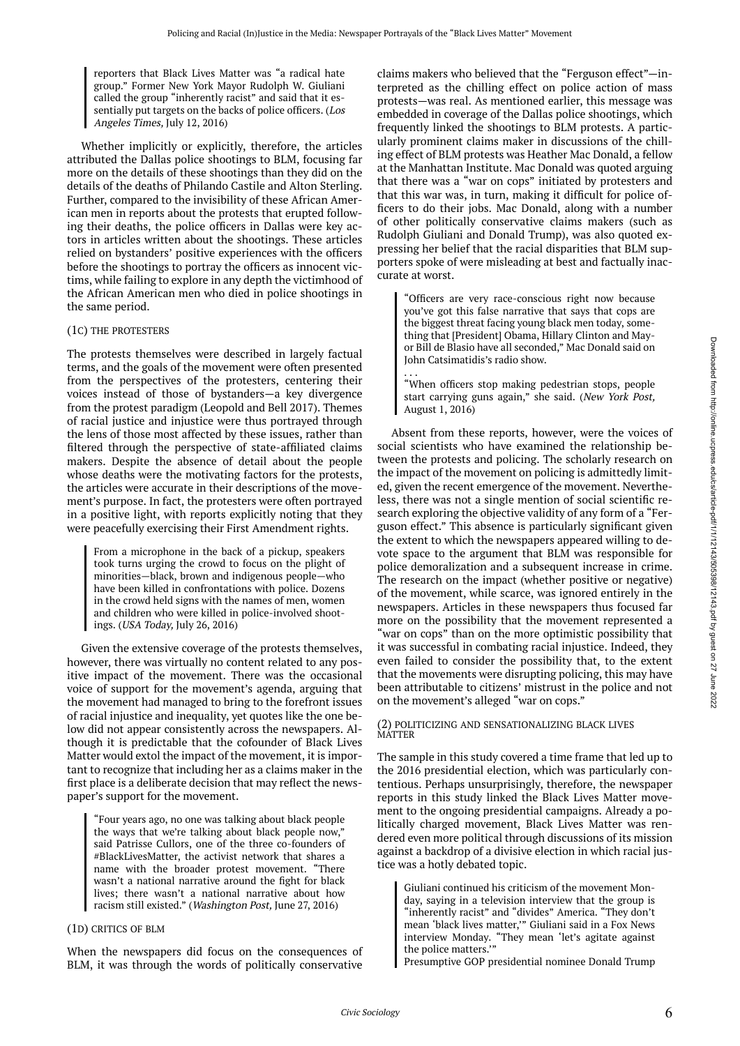> reporters that Black Lives Matter was "a radical hate group." Former New York Mayor Rudolph W. Giuliani called the group "inherently racist" and said that it essentially put targets on the backs of police officers. (*Los Angeles Times,* July 12, 2016)

Whether implicitly or explicitly, therefore, the articles attributed the Dallas police shootings to BLM, focusing far more on the details of these shootings than they did on the details of the deaths of Philando Castile and Alton Sterling. Further, compared to the invisibility of these African American men in reports about the protests that erupted following their deaths, the police officers in Dallas were key actors in articles written about the shootings. These articles relied on bystanders' positive experiences with the officers before the shootings to portray the officers as innocent victims, while failing to explore in any depth the victimhood of the African American men who died in police shootings in the same period.

### (1C) THE PROTESTERS

The protests themselves were described in largely factual terms, and the goals of the movement were often presented from the perspectives of the protesters, centering their voices instead of those of bystanders—a key divergence from the protest paradigm (Leopold and Bell 2017). Themes of racial justice and injustice were thus portrayed through the lens of those most affected by these issues, rather than filtered through the perspective of state-affiliated claims makers. Despite the absence of detail about the people whose deaths were the motivating factors for the protests, the articles were accurate in their descriptions of the movement's purpose. In fact, the protesters were often portrayed in a positive light, with reports explicitly noting that they were peacefully exercising their First Amendment rights.

> From a microphone in the back of a pickup, speakers took turns urging the crowd to focus on the plight of minorities—black, brown and indigenous people—who have been killed in confrontations with police. Dozens in the crowd held signs with the names of men, women and children who were killed in police-involved shootings. (*USA Today,* July 26, 2016)

Given the extensive coverage of the protests themselves, however, there was virtually no content related to any positive impact of the movement. There was the occasional voice of support for the movement's agenda, arguing that the movement had managed to bring to the forefront issues of racial injustice and inequality, yet quotes like the one below did not appear consistently across the newspapers. Although it is predictable that the cofounder of Black Lives Matter would extol the impact of the movement, it is important to recognize that including her as a claims maker in the first place is a deliberate decision that may reflect the newspaper's support for the movement.

> "Four years ago, no one was talking about black people the ways that we're talking about black people now," said Patrisse Cullors, one of the three co-founders of #BlackLivesMatter, the activist network that shares a name with the broader protest movement. "There wasn't a national narrative around the fight for black lives; there wasn't a national narrative about how racism still existed." (*Washington Post,* June 27, 2016)

### (1D) CRITICS OF BLM

When the newspapers did focus on the consequences of BLM, it was through the words of politically conservative claims makers who believed that the "Ferguson effect"—interpreted as the chilling effect on police action of mass protests—was real. As mentioned earlier, this message was embedded in coverage of the Dallas police shootings, which frequently linked the shootings to BLM protests. A particularly prominent claims maker in discussions of the chilling effect of BLM protests was Heather Mac Donald, a fellow at the Manhattan Institute. Mac Donald was quoted arguing that there was a "war on cops" initiated by protesters and that this war was, in turn, making it difficult for police officers to do their jobs. Mac Donald, along with a number of other politically conservative claims makers (such as Rudolph Giuliani and Donald Trump), was also quoted expressing her belief that the racial disparities that BLM supporters spoke of were misleading at best and factually inaccurate at worst.

> "Officers are very race-conscious right now because you've got this false narrative that says that cops are the biggest threat facing young black men today, something that [President] Obama, Hillary Clinton and Mayor Bill de Blasio have all seconded," Mac Donald said on John Catsimatidis's radio show.
>
> . . .
>
> "When officers stop making pedestrian stops, people start carrying guns again," she said. (*New York Post,* August 1, 2016)

Absent from these reports, however, were the voices of social scientists who have examined the relationship between the protests and policing. The scholarly research on the impact of the movement on policing is admittedly limited, given the recent emergence of the movement. Nevertheless, there was not a single mention of social scientific research exploring the objective validity of any form of a "Ferguson effect." This absence is particularly significant given the extent to which the newspapers appeared willing to devote space to the argument that BLM was responsible for police demoralization and a subsequent increase in crime. The research on the impact (whether positive or negative) of the movement, while scarce, was ignored entirely in the newspapers. Articles in these newspapers thus focused far more on the possibility that the movement represented a "war on cops" than on the more optimistic possibility that it was successful in combating racial injustice. Indeed, they even failed to consider the possibility that, to the extent that the movements were disrupting policing, this may have been attributable to citizens' mistrust in the police and not on the movement's alleged "war on cops."

## (2) POLITICIZING AND SENSATIONALIZING BLACK LIVES MATTER

The sample in this study covered a time frame that led up to the 2016 presidential election, which was particularly contentious. Perhaps unsurprisingly, therefore, the newspaper reports in this study linked the Black Lives Matter movement to the ongoing presidential campaigns. Already a politically charged movement, Black Lives Matter was rendered even more political through discussions of its mission against a backdrop of a divisive election in which racial justice was a hotly debated topic.

> Giuliani continued his criticism of the movement Monday, saying in a television interview that the group is "inherently racist" and "divides" America. "They don't mean 'black lives matter,'" Giuliani said in a Fox News interview Monday. "They mean 'let's agitate against the police matters.'"
>
> Presumptive GOP presidential nominee Donald Trump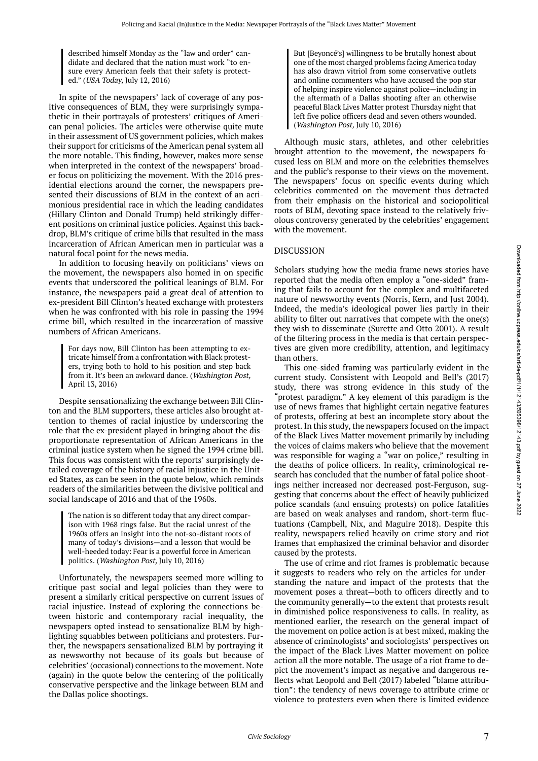> described himself Monday as the "law and order" candidate and declared that the nation must work "to ensure every American feels that their safety is protected." (*USA Today,* July 12, 2016)

In spite of the newspapers' lack of coverage of any positive consequences of BLM, they were surprisingly sympathetic in their portrayals of protesters' critiques of American penal policies. The articles were otherwise quite mute in their assessment of US government policies, which makes their support for criticisms of the American penal system all the more notable. This finding, however, makes more sense when interpreted in the context of the newspapers' broader focus on politicizing the movement. With the 2016 presidential elections around the corner, the newspapers presented their discussions of BLM in the context of an acrimonious presidential race in which the leading candidates (Hillary Clinton and Donald Trump) held strikingly different positions on criminal justice policies. Against this backdrop, BLM's critique of crime bills that resulted in the mass incarceration of African American men in particular was a natural focal point for the news media.

In addition to focusing heavily on politicians' views on the movement, the newspapers also homed in on specific events that underscored the political leanings of BLM. For instance, the newspapers paid a great deal of attention to ex-president Bill Clinton's heated exchange with protesters when he was confronted with his role in passing the 1994 crime bill, which resulted in the incarceration of massive numbers of African Americans.

> For days now, Bill Clinton has been attempting to extricate himself from a confrontation with Black protesters, trying both to hold to his position and step back from it. It's been an awkward dance. (*Washington Post,* April 13, 2016)

Despite sensationalizing the exchange between Bill Clinton and the BLM supporters, these articles also brought attention to themes of racial injustice by underscoring the role that the ex-president played in bringing about the disproportionate representation of African Americans in the criminal justice system when he signed the 1994 crime bill. This focus was consistent with the reports' surprisingly detailed coverage of the history of racial injustice in the United States, as can be seen in the quote below, which reminds readers of the similarities between the divisive political and social landscape of 2016 and that of the 1960s.

> The nation is so different today that any direct comparison with 1968 rings false. But the racial unrest of the 1960s offers an insight into the not-so-distant roots of many of today's divisions—and a lesson that would be well-heeded today: Fear is a powerful force in American politics. (*Washington Post,* July 10, 2016)

Unfortunately, the newspapers seemed more willing to critique past social and legal policies than they were to present a similarly critical perspective on current issues of racial injustice. Instead of exploring the connections between historic and contemporary racial inequality, the newspapers opted instead to sensationalize BLM by highlighting squabbles between politicians and protesters. Further, the newspapers sensationalized BLM by portraying it as newsworthy not because of its goals but because of celebrities' (occasional) connections to the movement. Note (again) in the quote below the centering of the politically conservative perspective and the linkage between BLM and the Dallas police shootings.

> But [Beyoncé's] willingness to be brutally honest about one of the most charged problems facing America today has also drawn vitriol from some conservative outlets and online commenters who have accused the pop star of helping inspire violence against police—including in the aftermath of a Dallas shooting after an otherwise peaceful Black Lives Matter protest Thursday night that left five police officers dead and seven others wounded. (*Washington Post,* July 10, 2016)

Although music stars, athletes, and other celebrities brought attention to the movement, the newspapers focused less on BLM and more on the celebrities themselves and the public's response to their views on the movement. The newspapers' focus on specific events during which celebrities commented on the movement thus detracted from their emphasis on the historical and sociopolitical roots of BLM, devoting space instead to the relatively frivolous controversy generated by the celebrities' engagement with the movement.

## DISCUSSION

Scholars studying how the media frame news stories have reported that the media often employ a "one-sided" framing that fails to account for the complex and multifaceted nature of newsworthy events (Norris, Kern, and Just 2004). Indeed, the media's ideological power lies partly in their ability to filter out narratives that compete with the one(s) they wish to disseminate (Surette and Otto 2001). A result of the filtering process in the media is that certain perspectives are given more credibility, attention, and legitimacy than others.

This one-sided framing was particularly evident in the current study. Consistent with Leopold and Bell's (2017) study, there was strong evidence in this study of the "protest paradigm." A key element of this paradigm is the use of news frames that highlight certain negative features of protests, offering at best an incomplete story about the protest. In this study, the newspapers focused on the impact of the Black Lives Matter movement primarily by including the voices of claims makers who believe that the movement was responsible for waging a "war on police," resulting in the deaths of police officers. In reality, criminological research has concluded that the number of fatal police shootings neither increased nor decreased post-Ferguson, suggesting that concerns about the effect of heavily publicized police scandals (and ensuing protests) on police fatalities are based on weak analyses and random, short-term fluctuations (Campbell, Nix, and Maguire 2018). Despite this reality, newspapers relied heavily on crime story and riot frames that emphasized the criminal behavior and disorder caused by the protests.

The use of crime and riot frames is problematic because it suggests to readers who rely on the articles for understanding the nature and impact of the protests that the movement poses a threat—both to officers directly and to the community generally—to the extent that protests result in diminished police responsiveness to calls. In reality, as mentioned earlier, the research on the general impact of the movement on police action is at best mixed, making the absence of criminologists' and sociologists' perspectives on the impact of the Black Lives Matter movement on police action all the more notable. The usage of a riot frame to depict the movement's impact as negative and dangerous reflects what Leopold and Bell (2017) labeled "blame attribution": the tendency of news coverage to attribute crime or violence to protesters even when there is limited evidence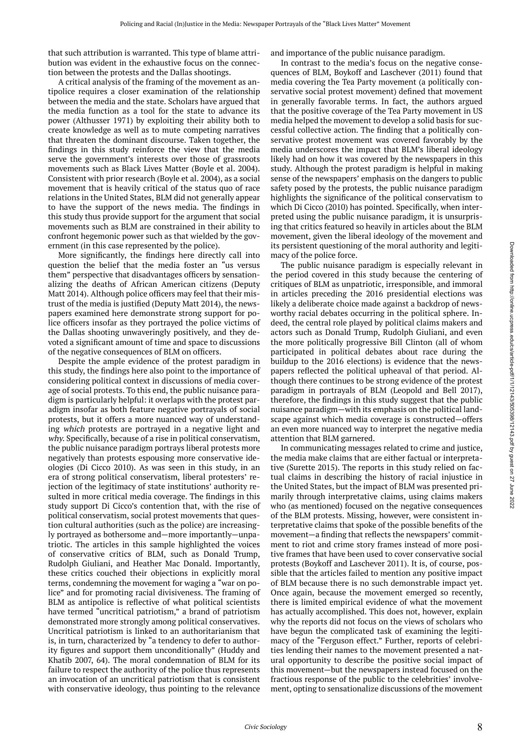that such attribution is warranted. This type of blame attribution was evident in the exhaustive focus on the connection between the protests and the Dallas shootings.

A critical analysis of the framing of the movement as antipolice requires a closer examination of the relationship between the media and the state. Scholars have argued that the media function as a tool for the state to advance its power (Althusser 1971) by exploiting their ability both to create knowledge as well as to mute competing narratives that threaten the dominant discourse. Taken together, the findings in this study reinforce the view that the media serve the government's interests over those of grassroots movements such as Black Lives Matter (Boyle et al. 2004). Consistent with prior research (Boyle et al. 2004), as a social movement that is heavily critical of the status quo of race relations in the United States, BLM did not generally appear to have the support of the news media. The findings in this study thus provide support for the argument that social movements such as BLM are constrained in their ability to confront hegemonic power such as that wielded by the government (in this case represented by the police).

More significantly, the findings here directly call into question the belief that the media foster an "us versus them" perspective that disadvantages officers by sensationalizing the deaths of African American citizens (Deputy Matt 2014). Although police officers may feel that their mistrust of the media is justified (Deputy Matt 2014), the newspapers examined here demonstrate strong support for police officers insofar as they portrayed the police victims of the Dallas shooting unwaveringly positively, and they devoted a significant amount of time and space to discussions of the negative consequences of BLM on officers.

Despite the ample evidence of the protest paradigm in this study, the findings here also point to the importance of considering political context in discussions of media coverage of social protests. To this end, the public nuisance paradigm is particularly helpful: it overlaps with the protest paradigm insofar as both feature negative portrayals of social protests, but it offers a more nuanced way of understanding *which* protests are portrayed in a negative light and *why*. Specifically, because of a rise in political conservatism, the public nuisance paradigm portrays liberal protests more negatively than protests espousing more conservative ideologies (Di Cicco 2010). As was seen in this study, in an era of strong political conservatism, liberal protesters' rejection of the legitimacy of state institutions' authority resulted in more critical media coverage. The findings in this study support Di Cicco's contention that, with the rise of political conservatism, social protest movements that question cultural authorities (such as the police) are increasingly portrayed as bothersome and—more importantly—unpatriotic. The articles in this sample highlighted the voices of conservative critics of BLM, such as Donald Trump, Rudolph Giuliani, and Heather Mac Donald. Importantly, these critics couched their objections in explicitly moral terms, condemning the movement for waging a "war on police" and for promoting racial divisiveness. The framing of BLM as antipolice is reflective of what political scientists have termed "uncritical patriotism," a brand of patriotism demonstrated more strongly among political conservatives. Uncritical patriotism is linked to an authoritarianism that is, in turn, characterized by "a tendency to defer to authority figures and support them unconditionally" (Huddy and Khatib 2007, 64). The moral condemnation of BLM for its failure to respect the authority of the police thus represents an invocation of an uncritical patriotism that is consistent with conservative ideology, thus pointing to the relevance and importance of the public nuisance paradigm.

In contrast to the media's focus on the negative consequences of BLM, Boykoff and Laschever (2011) found that media covering the Tea Party movement (a politically conservative social protest movement) defined that movement in generally favorable terms. In fact, the authors argued that the positive coverage of the Tea Party movement in US media helped the movement to develop a solid basis for successful collective action. The finding that a politically conservative protest movement was covered favorably by the media underscores the impact that BLM's liberal ideology likely had on how it was covered by the newspapers in this study. Although the protest paradigm is helpful in making sense of the newspapers' emphasis on the dangers to public safety posed by the protests, the public nuisance paradigm highlights the significance of the political conservatism to which Di Cicco (2010) has pointed. Specifically, when interpreted using the public nuisance paradigm, it is unsurprising that critics featured so heavily in articles about the BLM movement, given the liberal ideology of the movement and its persistent questioning of the moral authority and legitimacy of the police force.

The public nuisance paradigm is especially relevant in the period covered in this study because the centering of critiques of BLM as unpatriotic, irresponsible, and immoral in articles preceding the 2016 presidential elections was likely a deliberate choice made against a backdrop of newsworthy racial debates occurring in the political sphere. Indeed, the central role played by political claims makers and actors such as Donald Trump, Rudolph Giuliani, and even the more politically progressive Bill Clinton (all of whom participated in political debates about race during the buildup to the 2016 elections) is evidence that the newspapers reflected the political upheaval of that period. Although there continues to be strong evidence of the protest paradigm in portrayals of BLM (Leopold and Bell 2017), therefore, the findings in this study suggest that the public nuisance paradigm—with its emphasis on the political landscape against which media coverage is constructed—offers an even more nuanced way to interpret the negative media attention that BLM garnered.

In communicating messages related to crime and justice, the media make claims that are either factual or interpretative (Surette 2015). The reports in this study relied on factual claims in describing the history of racial injustice in the United States, but the impact of BLM was presented primarily through interpretative claims, using claims makers who (as mentioned) focused on the negative consequences of the BLM protests. Missing, however, were consistent interpretative claims that spoke of the possible benefits of the movement—a finding that reflects the newspapers' commitment to riot and crime story frames instead of more positive frames that have been used to cover conservative social protests (Boykoff and Laschever 2011). It is, of course, possible that the articles failed to mention any positive impact of BLM because there is no such demonstrable impact yet. Once again, because the movement emerged so recently, there is limited empirical evidence of what the movement has actually accomplished. This does not, however, explain why the reports did not focus on the views of scholars who have begun the complicated task of examining the legitimacy of the "Ferguson effect." Further, reports of celebrities lending their names to the movement presented a natural opportunity to describe the positive social impact of this movement—but the newspapers instead focused on the fractious response of the public to the celebrities' involvement, opting to sensationalize discussions of the movement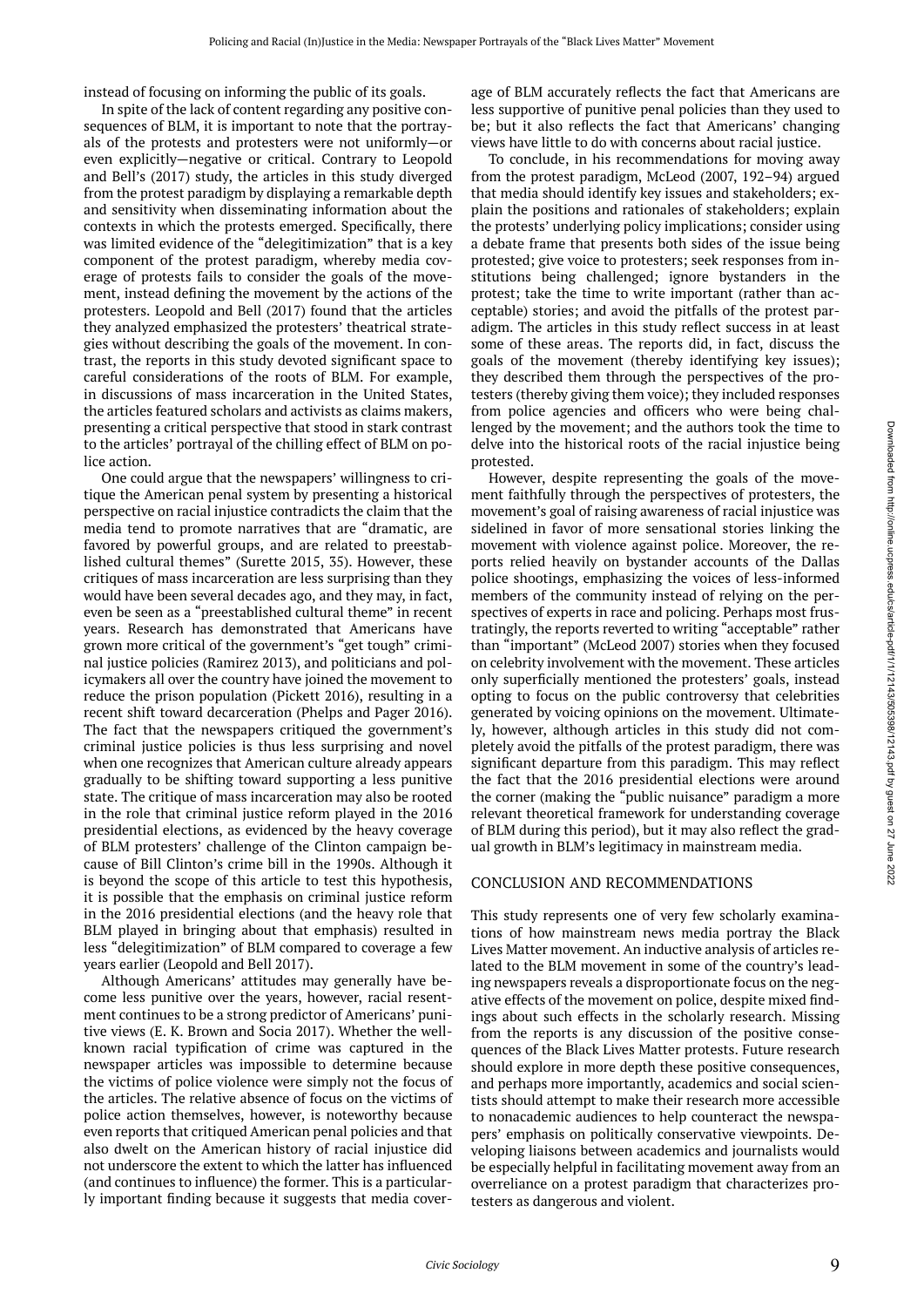instead of focusing on informing the public of its goals.

In spite of the lack of content regarding any positive consequences of BLM, it is important to note that the portrayals of the protests and protesters were not uniformly—or even explicitly—negative or critical. Contrary to Leopold and Bell's (2017) study, the articles in this study diverged from the protest paradigm by displaying a remarkable depth and sensitivity when disseminating information about the contexts in which the protests emerged. Specifically, there was limited evidence of the "delegitimization" that is a key component of the protest paradigm, whereby media coverage of protests fails to consider the goals of the movement, instead defining the movement by the actions of the protesters. Leopold and Bell (2017) found that the articles they analyzed emphasized the protesters' theatrical strategies without describing the goals of the movement. In contrast, the reports in this study devoted significant space to careful considerations of the roots of BLM. For example, in discussions of mass incarceration in the United States, the articles featured scholars and activists as claims makers, presenting a critical perspective that stood in stark contrast to the articles' portrayal of the chilling effect of BLM on police action.

One could argue that the newspapers' willingness to critique the American penal system by presenting a historical perspective on racial injustice contradicts the claim that the media tend to promote narratives that are "dramatic, are favored by powerful groups, and are related to preestablished cultural themes" (Surette 2015, 35). However, these critiques of mass incarceration are less surprising than they would have been several decades ago, and they may, in fact, even be seen as a "preestablished cultural theme" in recent years. Research has demonstrated that Americans have grown more critical of the government's "get tough" criminal justice policies (Ramirez 2013), and politicians and policymakers all over the country have joined the movement to reduce the prison population (Pickett 2016), resulting in a recent shift toward decarceration (Phelps and Pager 2016). The fact that the newspapers critiqued the government's criminal justice policies is thus less surprising and novel when one recognizes that American culture already appears gradually to be shifting toward supporting a less punitive state. The critique of mass incarceration may also be rooted in the role that criminal justice reform played in the 2016 presidential elections, as evidenced by the heavy coverage of BLM protesters' challenge of the Clinton campaign because of Bill Clinton's crime bill in the 1990s. Although it is beyond the scope of this article to test this hypothesis, it is possible that the emphasis on criminal justice reform in the 2016 presidential elections (and the heavy role that BLM played in bringing about that emphasis) resulted in less "delegitimization" of BLM compared to coverage a few years earlier (Leopold and Bell 2017).

Although Americans' attitudes may generally have become less punitive over the years, however, racial resentment continues to be a strong predictor of Americans' punitive views (E. K. Brown and Socia 2017). Whether the well-known racial typification of crime was captured in the newspaper articles was impossible to determine because the victims of police violence were simply not the focus of the articles. The relative absence of focus on the victims of police action themselves, however, is noteworthy because even reports that critiqued American penal policies and that also dwelt on the American history of racial injustice did not underscore the extent to which the latter has influenced (and continues to influence) the former. This is a particularly important finding because it suggests that media coverage of BLM accurately reflects the fact that Americans are less supportive of punitive penal policies than they used to be; but it also reflects the fact that Americans' changing views have little to do with concerns about racial justice.

To conclude, in his recommendations for moving away from the protest paradigm, McLeod (2007, 192–94) argued that media should identify key issues and stakeholders; explain the positions and rationales of stakeholders; explain the protests' underlying policy implications; consider using a debate frame that presents both sides of the issue being protested; give voice to protesters; seek responses from institutions being challenged; ignore bystanders in the protest; take the time to write important (rather than acceptable) stories; and avoid the pitfalls of the protest paradigm. The articles in this study reflect success in at least some of these areas. The reports did, in fact, discuss the goals of the movement (thereby identifying key issues); they described them through the perspectives of the protesters (thereby giving them voice); they included responses from police agencies and officers who were being challenged by the movement; and the authors took the time to delve into the historical roots of the racial injustice being protested.

However, despite representing the goals of the movement faithfully through the perspectives of protesters, the movement's goal of raising awareness of racial injustice was sidelined in favor of more sensational stories linking the movement with violence against police. Moreover, the reports relied heavily on bystander accounts of the Dallas police shootings, emphasizing the voices of less-informed members of the community instead of relying on the perspectives of experts in race and policing. Perhaps most frustratingly, the reports reverted to writing "acceptable" rather than "important" (McLeod 2007) stories when they focused on celebrity involvement with the movement. These articles only superficially mentioned the protesters' goals, instead opting to focus on the public controversy that celebrities generated by voicing opinions on the movement. Ultimately, however, although articles in this study did not completely avoid the pitfalls of the protest paradigm, there was significant departure from this paradigm. This may reflect the fact that the 2016 presidential elections were around the corner (making the "public nuisance" paradigm a more relevant theoretical framework for understanding coverage of BLM during this period), but it may also reflect the gradual growth in BLM's legitimacy in mainstream media.

## CONCLUSION AND RECOMMENDATIONS

This study represents one of very few scholarly examinations of how mainstream news media portray the Black Lives Matter movement. An inductive analysis of articles related to the BLM movement in some of the country's leading newspapers reveals a disproportionate focus on the negative effects of the movement on police, despite mixed findings about such effects in the scholarly research. Missing from the reports is any discussion of the positive consequences of the Black Lives Matter protests. Future research should explore in more depth these positive consequences, and perhaps more importantly, academics and social scientists should attempt to make their research more accessible to nonacademic audiences to help counteract the newspapers' emphasis on politically conservative viewpoints. Developing liaisons between academics and journalists would be especially helpful in facilitating movement away from an overreliance on a protest paradigm that characterizes protesters as dangerous and violent.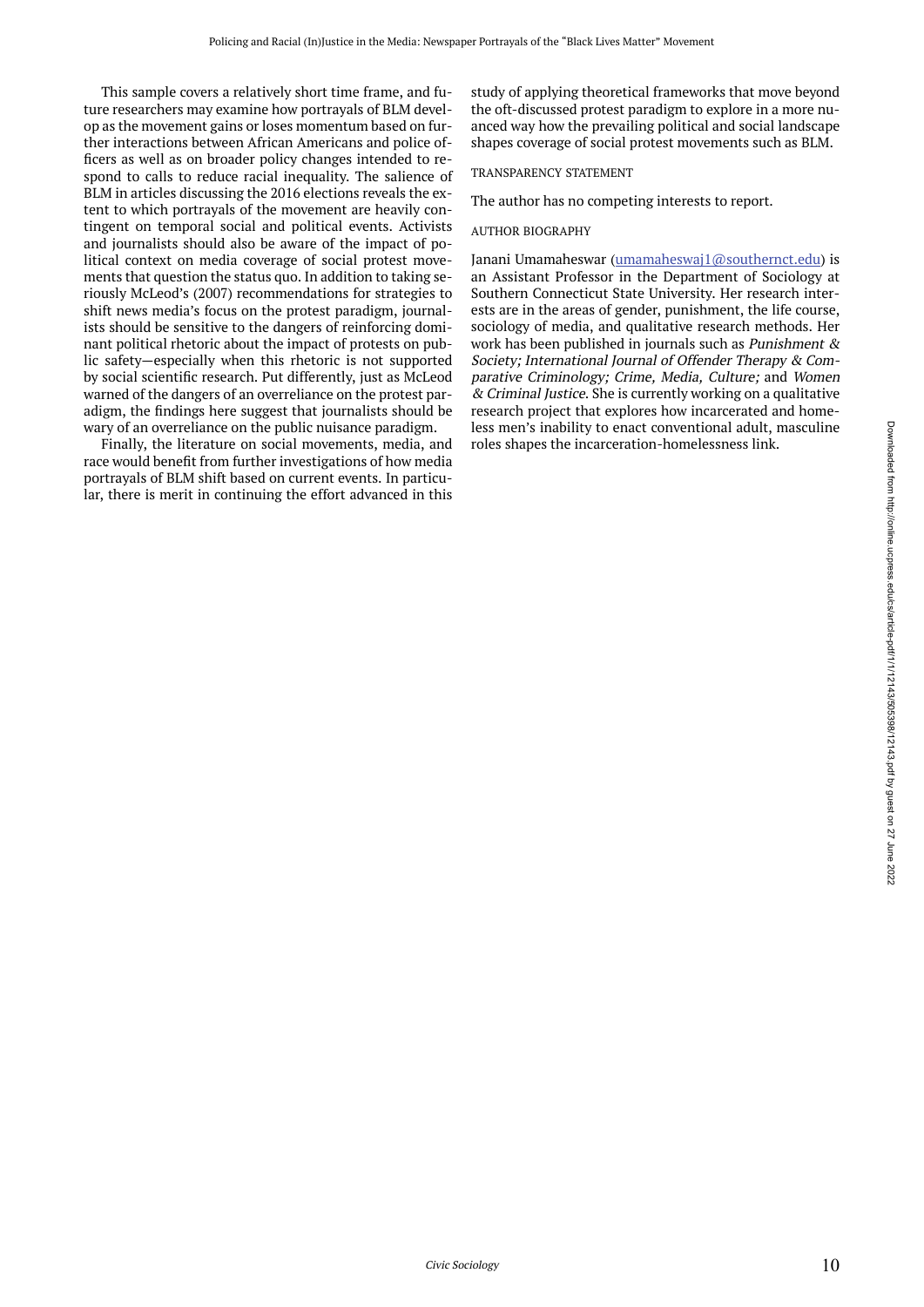This sample covers a relatively short time frame, and future researchers may examine how portrayals of BLM develop as the movement gains or loses momentum based on further interactions between African Americans and police officers as well as on broader policy changes intended to respond to calls to reduce racial inequality. The salience of BLM in articles discussing the 2016 elections reveals the extent to which portrayals of the movement are heavily contingent on temporal social and political events. Activists and journalists should also be aware of the impact of political context on media coverage of social protest movements that question the status quo. In addition to taking seriously McLeod's (2007) recommendations for strategies to shift news media's focus on the protest paradigm, journalists should be sensitive to the dangers of reinforcing dominant political rhetoric about the impact of protests on public safety—especially when this rhetoric is not supported by social scientific research. Put differently, just as McLeod warned of the dangers of an overreliance on the protest paradigm, the findings here suggest that journalists should be wary of an overreliance on the public nuisance paradigm.

Finally, the literature on social movements, media, and race would benefit from further investigations of how media portrayals of BLM shift based on current events. In particular, there is merit in continuing the effort advanced in this study of applying theoretical frameworks that move beyond the oft-discussed protest paradigm to explore in a more nuanced way how the prevailing political and social landscape shapes coverage of social protest movements such as BLM.

## TRANSPARENCY STATEMENT

The author has no competing interests to report.

## AUTHOR BIOGRAPHY

Janani Umamaheswar (umamaheswaj1@southernct.edu) is an Assistant Professor in the Department of Sociology at Southern Connecticut State University. Her research interests are in the areas of gender, punishment, the life course, sociology of media, and qualitative research methods. Her work has been published in journals such as *Punishment & Society; International Journal of Offender Therapy & Comparative Criminology; Crime, Media, Culture;* and *Women & Criminal Justice*. She is currently working on a qualitative research project that explores how incarcerated and homeless men's inability to enact conventional adult, masculine roles shapes the incarceration-homelessness link.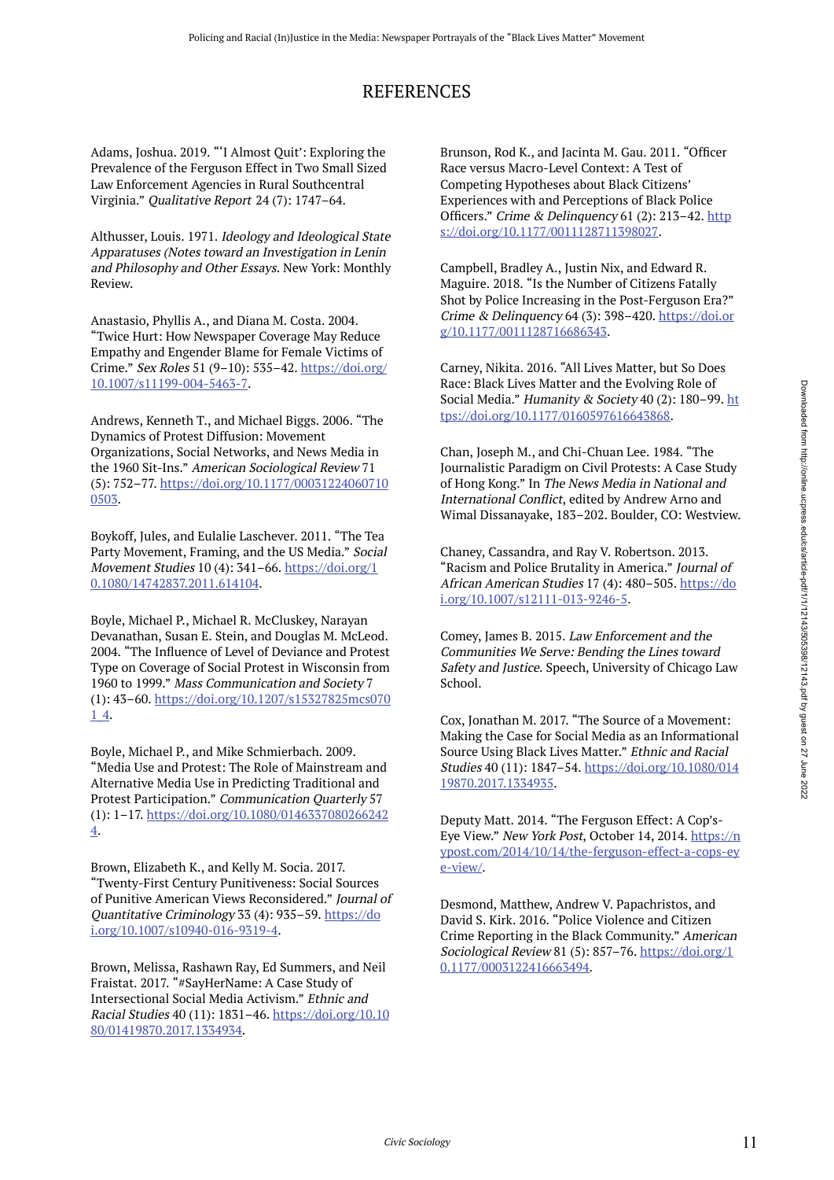# REFERENCES

Adams, Joshua. 2019. "'I Almost Quit': Exploring the Prevalence of the Ferguson Effect in Two Small Sized Law Enforcement Agencies in Rural Southcentral Virginia." *Qualitative Report* 24 (7): 1747–64.

Althusser, Louis. 1971. *Ideology and Ideological State Apparatuses (Notes toward an Investigation in Lenin and Philosophy and Other Essays*. New York: Monthly Review.

Anastasio, Phyllis A., and Diana M. Costa. 2004. "Twice Hurt: How Newspaper Coverage May Reduce Empathy and Engender Blame for Female Victims of Crime." *Sex Roles* 51 (9–10): 535–42. https://doi.org/10.1007/s11199-004-5463-7.

Andrews, Kenneth T., and Michael Biggs. 2006. "The Dynamics of Protest Diffusion: Movement Organizations, Social Networks, and News Media in the 1960 Sit-Ins." *American Sociological Review* 71 (5): 752–77. https://doi.org/10.1177/000312240607100503.

Boykoff, Jules, and Eulalie Laschever. 2011. "The Tea Party Movement, Framing, and the US Media." *Social Movement Studies* 10 (4): 341–66. https://doi.org/10.1080/14742837.2011.614104.

Boyle, Michael P., Michael R. McCluskey, Narayan Devanathan, Susan E. Stein, and Douglas M. McLeod. 2004. "The Influence of Level of Deviance and Protest Type on Coverage of Social Protest in Wisconsin from 1960 to 1999." *Mass Communication and Society* 7 (1): 43–60. https://doi.org/10.1207/s15327825mcs0701_4.

Boyle, Michael P., and Mike Schmierbach. 2009. "Media Use and Protest: The Role of Mainstream and Alternative Media Use in Predicting Traditional and Protest Participation." *Communication Quarterly* 57 (1): 1–17. https://doi.org/10.1080/01463370802662424.

Brown, Elizabeth K., and Kelly M. Socia. 2017. "Twenty-First Century Punitiveness: Social Sources of Punitive American Views Reconsidered." *Journal of Quantitative Criminology* 33 (4): 935–59. https://doi.org/10.1007/s10940-016-9319-4.

Brown, Melissa, Rashawn Ray, Ed Summers, and Neil Fraistat. 2017. "#SayHerName: A Case Study of Intersectional Social Media Activism." *Ethnic and Racial Studies* 40 (11): 1831–46. https://doi.org/10.1080/01419870.2017.1334934.

Brunson, Rod K., and Jacinta M. Gau. 2011. "Officer Race versus Macro-Level Context: A Test of Competing Hypotheses about Black Citizens' Experiences with and Perceptions of Black Police Officers." *Crime & Delinquency* 61 (2): 213–42. https://doi.org/10.1177/0011128711398027.

Campbell, Bradley A., Justin Nix, and Edward R. Maguire. 2018. "Is the Number of Citizens Fatally Shot by Police Increasing in the Post-Ferguson Era?" *Crime & Delinquency* 64 (3): 398–420. https://doi.org/10.1177/0011128716686343.

Carney, Nikita. 2016. "All Lives Matter, but So Does Race: Black Lives Matter and the Evolving Role of Social Media." *Humanity & Society* 40 (2): 180–99. https://doi.org/10.1177/0160597616643868.

Chan, Joseph M., and Chi-Chuan Lee. 1984. "The Journalistic Paradigm on Civil Protests: A Case Study of Hong Kong." In *The News Media in National and International Conflict*, edited by Andrew Arno and Wimal Dissanayake, 183–202. Boulder, CO: Westview.

Chaney, Cassandra, and Ray V. Robertson. 2013. "Racism and Police Brutality in America." *Journal of African American Studies* 17 (4): 480–505. https://doi.org/10.1007/s12111-013-9246-5.

Comey, James B. 2015. *Law Enforcement and the Communities We Serve: Bending the Lines toward Safety and Justice*. Speech, University of Chicago Law School.

Cox, Jonathan M. 2017. "The Source of a Movement: Making the Case for Social Media as an Informational Source Using Black Lives Matter." *Ethnic and Racial Studies* 40 (11): 1847–54. https://doi.org/10.1080/01419870.2017.1334935.

Deputy Matt. 2014. "The Ferguson Effect: A Cop's-Eye View." *New York Post*, October 14, 2014. https://nypost.com/2014/10/14/the-ferguson-effect-a-cops-eye-view/.

Desmond, Matthew, Andrew V. Papachristos, and David S. Kirk. 2016. "Police Violence and Citizen Crime Reporting in the Black Community." *American Sociological Review* 81 (5): 857–76. https://doi.org/10.1177/0003122416663494.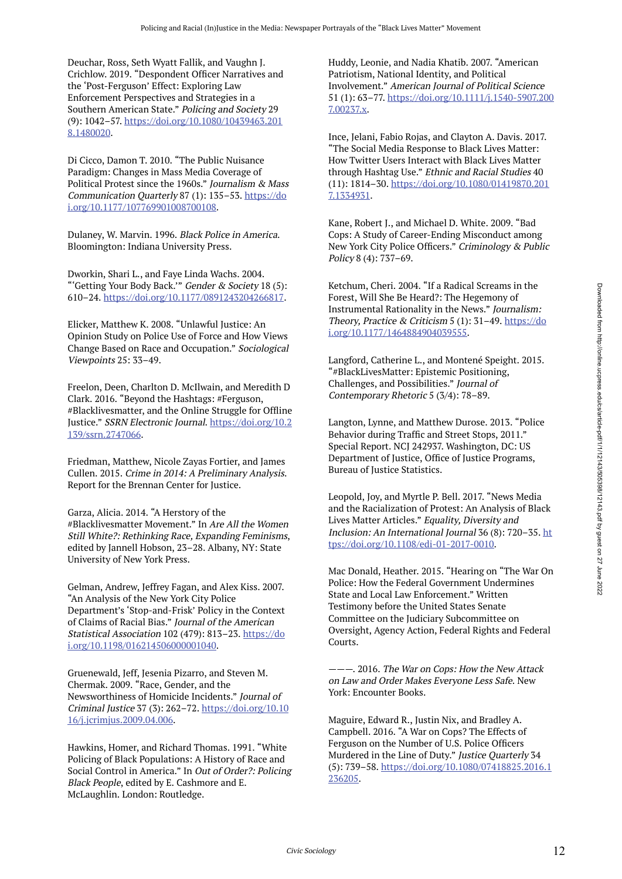Deuchar, Ross, Seth Wyatt Fallik, and Vaughn J. Crichlow. 2019. "Despondent Officer Narratives and the 'Post-Ferguson' Effect: Exploring Law Enforcement Perspectives and Strategies in a Southern American State." *Policing and Society* 29 (9): 1042–57. https://doi.org/10.1080/10439463.2018.1480020.

Di Cicco, Damon T. 2010. "The Public Nuisance Paradigm: Changes in Mass Media Coverage of Political Protest since the 1960s." *Journalism & Mass Communication Quarterly* 87 (1): 135–53. https://doi.org/10.1177/107769901008700108.

Dulaney, W. Marvin. 1996. *Black Police in America*. Bloomington: Indiana University Press.

Dworkin, Shari L., and Faye Linda Wachs. 2004. "'Getting Your Body Back.'" *Gender & Society* 18 (5): 610–24. https://doi.org/10.1177/0891243204266817.

Elicker, Matthew K. 2008. "Unlawful Justice: An Opinion Study on Police Use of Force and How Views Change Based on Race and Occupation." *Sociological Viewpoints* 25: 33–49.

Freelon, Deen, Charlton D. McIlwain, and Meredith D Clark. 2016. "Beyond the Hashtags: #Ferguson, #Blacklivesmatter, and the Online Struggle for Offline Justice." *SSRN Electronic Journal*. https://doi.org/10.2139/ssrn.2747066.

Friedman, Matthew, Nicole Zayas Fortier, and James Cullen. 2015. *Crime in 2014: A Preliminary Analysis*. Report for the Brennan Center for Justice.

Garza, Alicia. 2014. "A Herstory of the #Blacklivesmatter Movement." In *Are All the Women Still White?: Rethinking Race, Expanding Feminisms*, edited by Jannell Hobson, 23–28. Albany, NY: State University of New York Press.

Gelman, Andrew, Jeffrey Fagan, and Alex Kiss. 2007. "An Analysis of the New York City Police Department's 'Stop-and-Frisk' Policy in the Context of Claims of Racial Bias." *Journal of the American Statistical Association* 102 (479): 813–23. https://doi.org/10.1198/016214506000001040.

Gruenewald, Jeff, Jesenia Pizarro, and Steven M. Chermak. 2009. "Race, Gender, and the Newsworthiness of Homicide Incidents." *Journal of Criminal Justice* 37 (3): 262–72. https://doi.org/10.1016/j.jcrimjus.2009.04.006.

Hawkins, Homer, and Richard Thomas. 1991. "White Policing of Black Populations: A History of Race and Social Control in America." In *Out of Order?: Policing Black People*, edited by E. Cashmore and E. McLaughlin. London: Routledge.

Huddy, Leonie, and Nadia Khatib. 2007. "American Patriotism, National Identity, and Political Involvement." *American Journal of Political Science* 51 (1): 63–77. https://doi.org/10.1111/j.1540-5907.2007.00237.x.

Ince, Jelani, Fabio Rojas, and Clayton A. Davis. 2017. "The Social Media Response to Black Lives Matter: How Twitter Users Interact with Black Lives Matter through Hashtag Use." *Ethnic and Racial Studies* 40 (11): 1814–30. https://doi.org/10.1080/01419870.2017.1334931.

Kane, Robert J., and Michael D. White. 2009. "Bad Cops: A Study of Career-Ending Misconduct among New York City Police Officers." *Criminology & Public Policy* 8 (4): 737–69.

Ketchum, Cheri. 2004. "If a Radical Screams in the Forest, Will She Be Heard?: The Hegemony of Instrumental Rationality in the News." *Journalism: Theory, Practice & Criticism* 5 (1): 31–49. https://doi.org/10.1177/1464884904039555.

Langford, Catherine L., and Montené Speight. 2015. "#BlackLivesMatter: Epistemic Positioning, Challenges, and Possibilities." *Journal of Contemporary Rhetoric* 5 (3/4): 78–89.

Langton, Lynne, and Matthew Durose. 2013. "Police Behavior during Traffic and Street Stops, 2011." Special Report. NCJ 242937. Washington, DC: US Department of Justice, Office of Justice Programs, Bureau of Justice Statistics.

Leopold, Joy, and Myrtle P. Bell. 2017. "News Media and the Racialization of Protest: An Analysis of Black Lives Matter Articles." *Equality, Diversity and Inclusion: An International Journal* 36 (8): 720–35. https://doi.org/10.1108/edi-01-2017-0010.

Mac Donald, Heather. 2015. "Hearing on "The War On Police: How the Federal Government Undermines State and Local Law Enforcement." Written Testimony before the United States Senate Committee on the Judiciary Subcommittee on Oversight, Agency Action, Federal Rights and Federal Courts.

———. 2016. *The War on Cops: How the New Attack on Law and Order Makes Everyone Less Safe*. New York: Encounter Books.

Maguire, Edward R., Justin Nix, and Bradley A. Campbell. 2016. "A War on Cops? The Effects of Ferguson on the Number of U.S. Police Officers Murdered in the Line of Duty." *Justice Quarterly* 34 (5): 739–58. https://doi.org/10.1080/07418825.2016.1236205.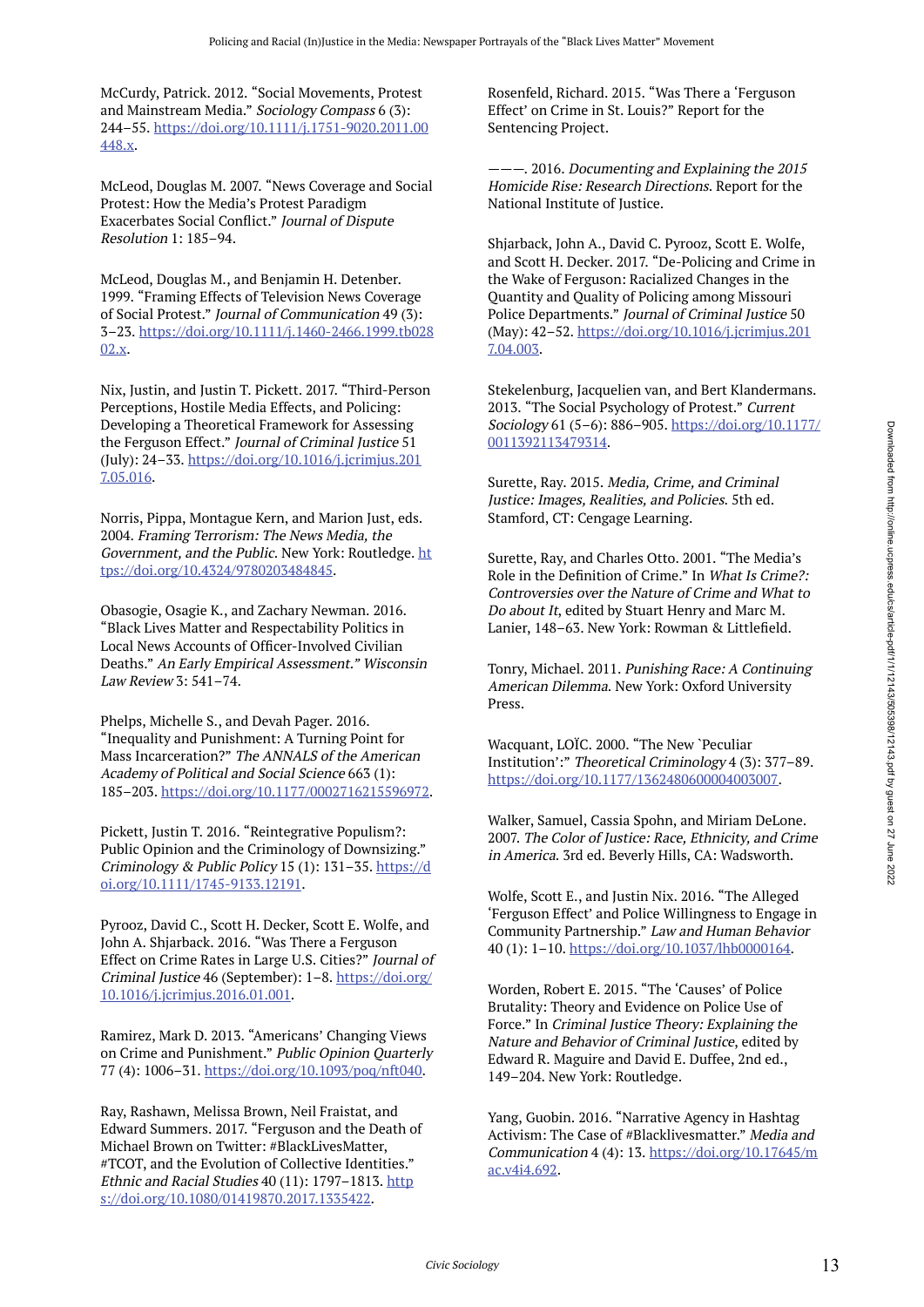McCurdy, Patrick. 2012. “Social Movements, Protest and Mainstream Media.” *Sociology Compass* 6 (3): 244–55. https://doi.org/10.1111/j.1751-9020.2011.00448.x.

McLeod, Douglas M. 2007. “News Coverage and Social Protest: How the Media’s Protest Paradigm Exacerbates Social Conflict.” *Journal of Dispute Resolution* 1: 185–94.

McLeod, Douglas M., and Benjamin H. Detenber. 1999. “Framing Effects of Television News Coverage of Social Protest.” *Journal of Communication* 49 (3): 3–23. https://doi.org/10.1111/j.1460-2466.1999.tb02802.x.

Nix, Justin, and Justin T. Pickett. 2017. “Third-Person Perceptions, Hostile Media Effects, and Policing: Developing a Theoretical Framework for Assessing the Ferguson Effect.” *Journal of Criminal Justice* 51 (July): 24–33. https://doi.org/10.1016/j.jcrimjus.2017.05.016.

Norris, Pippa, Montague Kern, and Marion Just, eds. 2004. *Framing Terrorism: The News Media, the Government, and the Public*. New York: Routledge. https://doi.org/10.4324/9780203484845.

Obasogie, Osagie K., and Zachary Newman. 2016. “Black Lives Matter and Respectability Politics in Local News Accounts of Officer-Involved Civilian Deaths.” *An Early Empirical Assessment.” Wisconsin Law Review* 3: 541–74.

Phelps, Michelle S., and Devah Pager. 2016. “Inequality and Punishment: A Turning Point for Mass Incarceration?” *The ANNALS of the American Academy of Political and Social Science* 663 (1): 185–203. https://doi.org/10.1177/0002716215596972.

Pickett, Justin T. 2016. “Reintegrative Populism?: Public Opinion and the Criminology of Downsizing.” *Criminology & Public Policy* 15 (1): 131–35. https://doi.org/10.1111/1745-9133.12191.

Pyrooz, David C., Scott H. Decker, Scott E. Wolfe, and John A. Shjarback. 2016. “Was There a Ferguson Effect on Crime Rates in Large U.S. Cities?” *Journal of Criminal Justice* 46 (September): 1–8. https://doi.org/10.1016/j.jcrimjus.2016.01.001.

Ramirez, Mark D. 2013. “Americans’ Changing Views on Crime and Punishment.” *Public Opinion Quarterly* 77 (4): 1006–31. https://doi.org/10.1093/poq/nft040.

Ray, Rashawn, Melissa Brown, Neil Fraistat, and Edward Summers. 2017. “Ferguson and the Death of Michael Brown on Twitter: #BlackLivesMatter, #TCOT, and the Evolution of Collective Identities.” *Ethnic and Racial Studies* 40 (11): 1797–1813. https://doi.org/10.1080/01419870.2017.1335422.

Rosenfeld, Richard. 2015. “Was There a ‘Ferguson Effect’ on Crime in St. Louis?” Report for the Sentencing Project.

———. 2016. *Documenting and Explaining the 2015 Homicide Rise: Research Directions*. Report for the National Institute of Justice.

Shjarback, John A., David C. Pyrooz, Scott E. Wolfe, and Scott H. Decker. 2017. “De-Policing and Crime in the Wake of Ferguson: Racialized Changes in the Quantity and Quality of Policing among Missouri Police Departments.” *Journal of Criminal Justice* 50 (May): 42–52. https://doi.org/10.1016/j.jcrimjus.2017.04.003.

Stekelenburg, Jacquelien van, and Bert Klandermans. 2013. “The Social Psychology of Protest.” *Current Sociology* 61 (5–6): 886–905. https://doi.org/10.1177/0011392113479314.

Surette, Ray. 2015. *Media, Crime, and Criminal Justice: Images, Realities, and Policies*. 5th ed. Stamford, CT: Cengage Learning.

Surette, Ray, and Charles Otto. 2001. “The Media’s Role in the Definition of Crime.” In *What Is Crime?: Controversies over the Nature of Crime and What to Do about It*, edited by Stuart Henry and Marc M. Lanier, 148–63. New York: Rowman & Littlefield.

Tonry, Michael. 2011. *Punishing Race: A Continuing American Dilemma*. New York: Oxford University Press.

Wacquant, LOÏC. 2000. “The New `Peculiar Institution’:” *Theoretical Criminology* 4 (3): 377–89. https://doi.org/10.1177/1362480600004003007.

Walker, Samuel, Cassia Spohn, and Miriam DeLone. 2007. *The Color of Justice: Race, Ethnicity, and Crime in America*. 3rd ed. Beverly Hills, CA: Wadsworth.

Wolfe, Scott E., and Justin Nix. 2016. “The Alleged ‘Ferguson Effect’ and Police Willingness to Engage in Community Partnership.” *Law and Human Behavior* 40 (1): 1–10. https://doi.org/10.1037/lhb0000164.

Worden, Robert E. 2015. “The ‘Causes’ of Police Brutality: Theory and Evidence on Police Use of Force.” In *Criminal Justice Theory: Explaining the Nature and Behavior of Criminal Justice*, edited by Edward R. Maguire and David E. Duffee, 2nd ed., 149–204. New York: Routledge.

Yang, Guobin. 2016. “Narrative Agency in Hashtag Activism: The Case of #Blacklivesmatter.” *Media and Communication* 4 (4): 13. https://doi.org/10.17645/mac.v4i4.692.